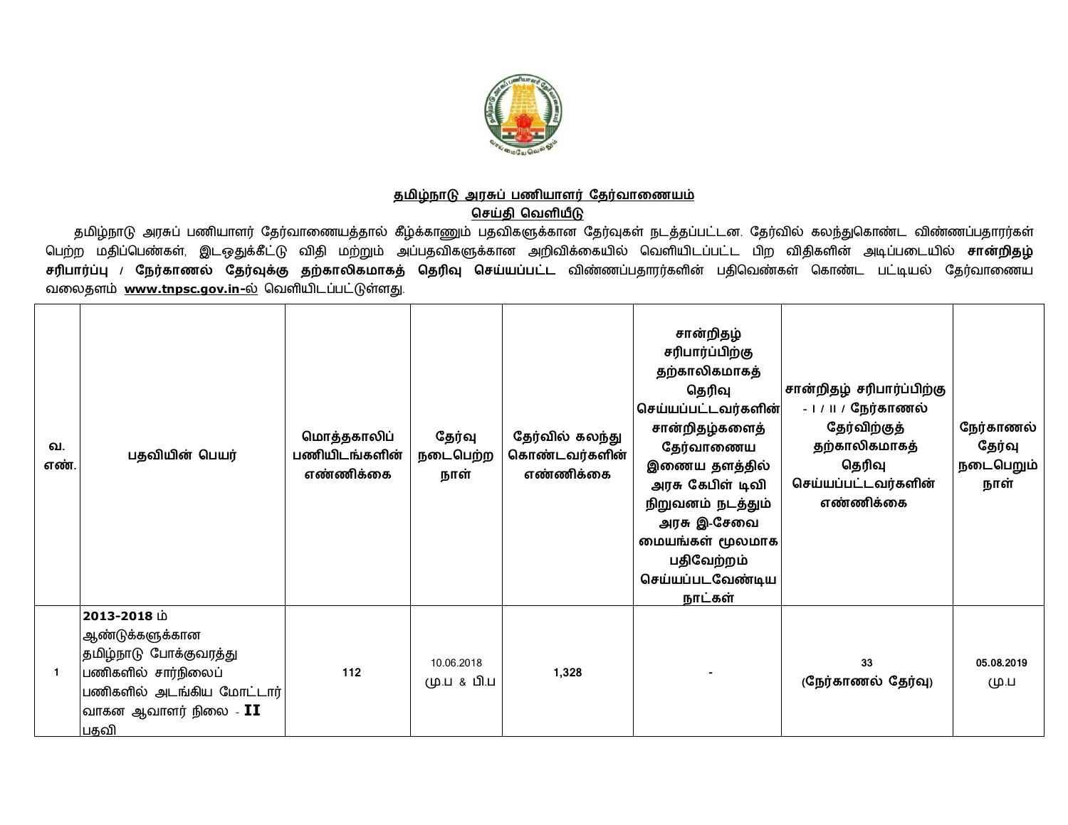## தமிழ்நாடு அரசுப் பணியாளர் தேர்வாணையம்

### செய்தி வெளியீடு

தமிழ்நாடு அரசுப் பணியாளர் தேர்வாணையத்தால் கீழ்க்காணும் பதவிகளுக்கான தேர்வுகள் நடத்தப்பட்டன. தேர்வில் கலந்துகொண்ட விண்ணப்பதாரர்கள் பெற்ற மதிப்பெண்கள், இடஒதுக்கீட்டு விதி மற்றும் அப்பதவிகளுக்கான அறிவிக்கையில் வெளியிடப்பட்ட பிற விதிகளின் அடிப்படையில் **சான்றிதழ் சரிபார்ப்பு / நேர்காணல் தேர்வுக்கு தற்காலிகமாகத் தெரிவு செய்யப்பட்ட** விண்ணப்பதாரர்களின் பதிவெண்கள் கொண்ட பட்டியல் தேர்வாணைய வலைதளம் **www.tnpsc.gov.in-**ல் வெளியிடப்பட்டுள்ளது.

| வ. எண். | பதவியின் பெயர் | மொத்தகாலிப் பணியிடங்களின் எண்ணிக்கை | தேர்வு நடைபெற்ற நாள் | தேர்வில் கலந்து கொண்டவர்களின் எண்ணிக்கை | சான்றிதழ் சரிபார்ப்பிற்கு தற்காலிகமாகத் தெரிவு செய்யப்பட்டவர்களின் சான்றிதழ்களைத் தேர்வாணைய இணைய தளத்தில் அரசு கேபிள் டிவி நிறுவனம் நடத்தும் அரசு இ-சேவை மையங்கள் மூலமாக பதிவேற்றம் செய்யப்படவேண்டிய நாட்கள் | சான்றிதழ் சரிபார்ப்பிற்கு - I / II / நேர்காணல் தேர்விற்குத் தற்காலிகமாகத் தெரிவு செய்யப்பட்டவர்களின் எண்ணிக்கை | நேர்காணல் தேர்வு நடைபெறும் நாள் |
|---|---|---|---|---|---|---|---|
| 1 | **2013-2018** ம் ஆண்டுக்களுக்கான தமிழ்நாடு போக்குவரத்து பணிகளில் சார்நிலைப் பணிகளில் அடங்கிய மோட்டார் வாகன ஆவாளர் நிலை - **II** பதவி | **112** | 10.06.2018 மு.ப & பி.ப | **1,328** | - | **33** (நேர்காணல் தேர்வு) | **05.08.2019** மு.ப |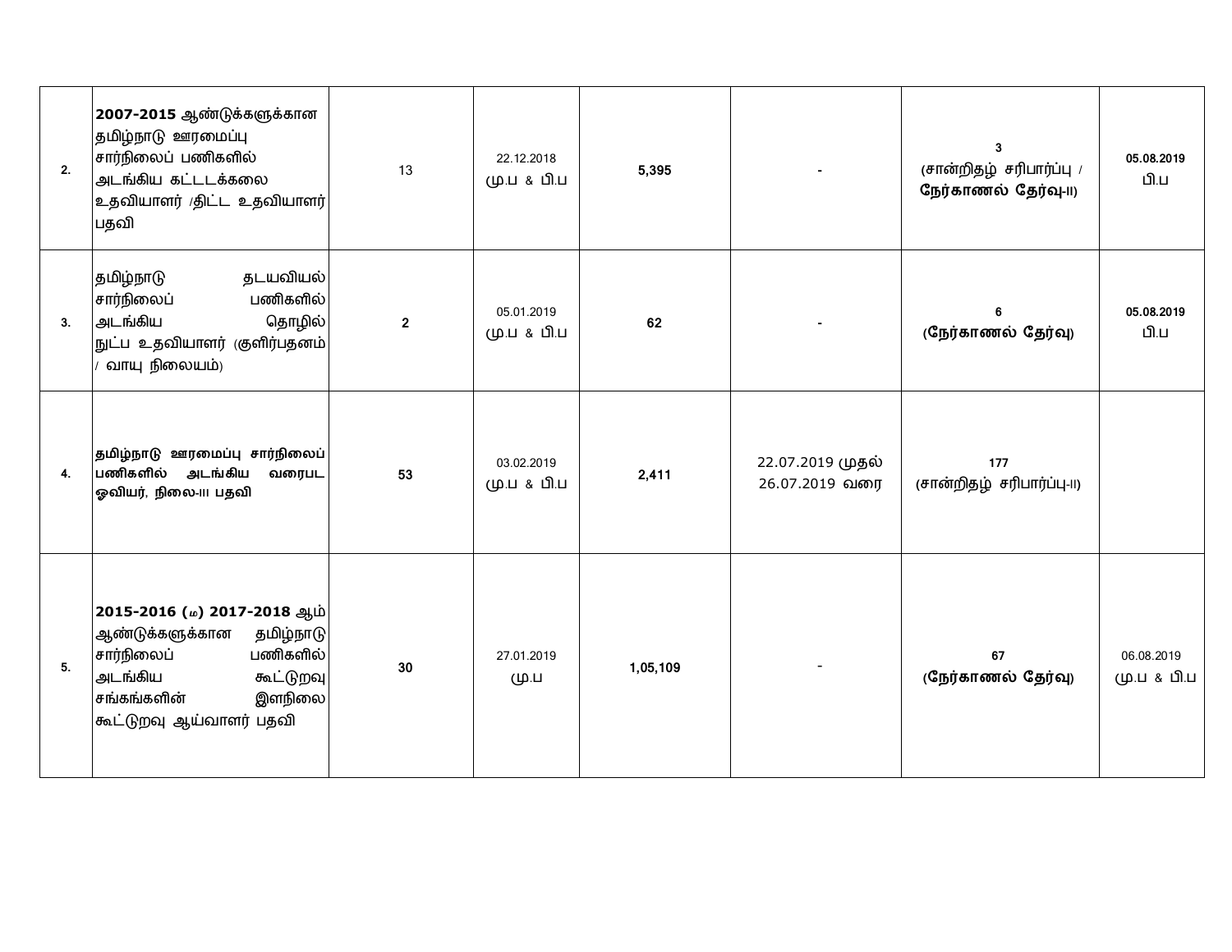| | | | | | | | |
|---|---|---|---|---|---|---|---|
| **2.** | **2007-2015** ஆண்டுக்களுக்கான தமிழ்நாடு ஊரமைப்பு சார்நிலைப் பணிகளில் அடங்கிய கட்டடக்கலை உதவியாளர் /திட்ட உதவியாளர் பதவி | 13 | 22.12.2018 மு.ப & பி.ப | **5,395** | - | 3 (சான்றிதழ் சரிபார்ப்பு / **நேர்காணல் தேர்வு-II)** | **05.08.2019** பி.ப |
| **3.** | தமிழ்நாடு தடயவியல் சார்நிலைப் பணிகளில் அடங்கிய தொழில் நுட்ப உதவியாளர் (குளிர்பதனம் / வாயு நிலையம்) | **2** | 05.01.2019 மு.ப & பி.ப | **62** | - | **6 (நேர்காணல் தேர்வு)** | **05.08.2019** பி.ப |
| **4.** | **தமிழ்நாடு ஊரமைப்பு சார்நிலைப் பணிகளில் அடங்கிய வரைபட ஓவியர், நிலை-III பதவி** | **53** | 03.02.2019 மு.ப & பி.ப | **2,411** | 22.07.2019 முதல் 26.07.2019 வரை | **177** (சான்றிதழ் சரிபார்ப்பு-II) | |
| **5.** | **2015-2016 (ம) 2017-2018** ஆம் ஆண்டுக்களுக்கான தமிழ்நாடு சார்நிலைப் பணிகளில் அடங்கிய கூட்டுறவு சங்கங்களின் இளநிலை கூட்டுறவு ஆய்வாளர் பதவி | **30** | 27.01.2019 மு.ப | **1,05,109** | - | **67 (நேர்காணல் தேர்வு)** | 06.08.2019 மு.ப & பி.ப |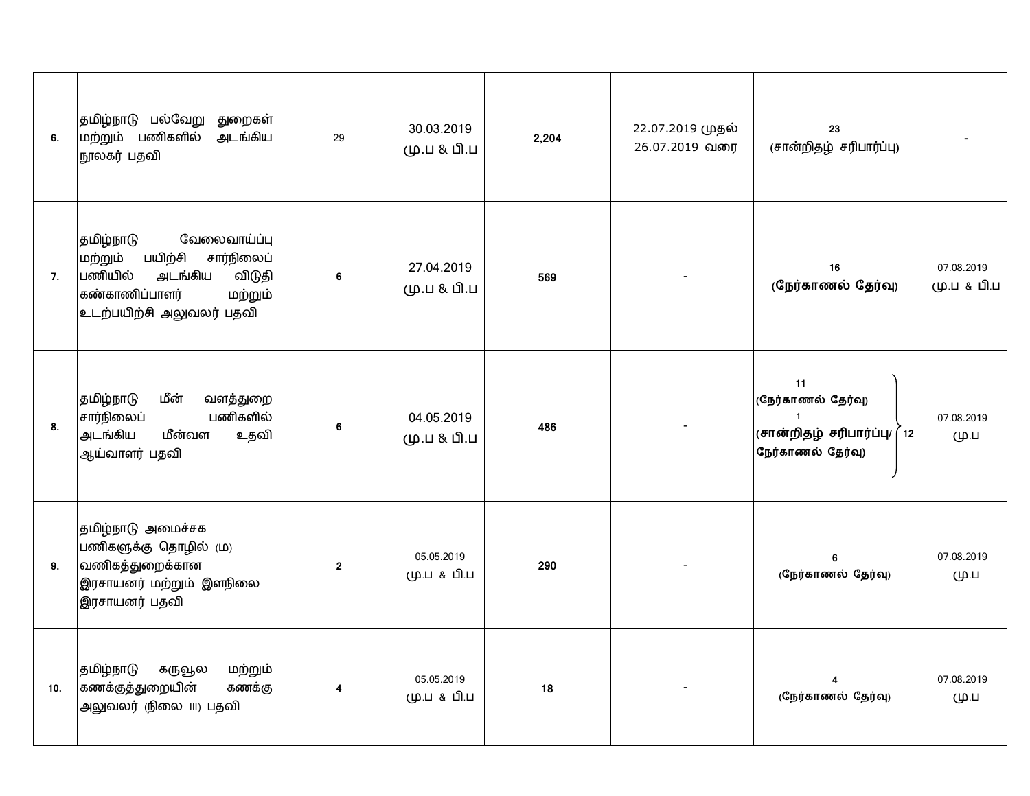| | | | | | | | |
|---|---|---|---|---|---|---|---|
| 6. | தமிழ்நாடு பல்வேறு துறைகள் மற்றும் பணிகளில் அடங்கிய நூலகர் பதவி | 29 | 30.03.2019 மு.ப & பி.ப | 2,204 | 22.07.2019 முதல் 26.07.2019 வரை | 23 (சான்றிதழ் சரிபார்ப்பு) | - |
| 7. | தமிழ்நாடு வேலைவாய்ப்பு மற்றும் பயிற்சி சார்நிலைப் பணியில் அடங்கிய விடுதி கண்காணிப்பாளர் மற்றும் உடற்பயிற்சி அலுவலர் பதவி | 6 | 27.04.2019 மு.ப & பி.ப | 569 | - | 16 (நேர்காணல் தேர்வு) | 07.08.2019 மு.ப & பி.ப |
| 8. | தமிழ்நாடு மீன் வளத்துறை சார்நிலைப் பணிகளில் அடங்கிய மீன்வள உதவி ஆய்வாளர் பதவி | 6 | 04.05.2019 மு.ப & பி.ப | 486 | - | 11 (நேர்காணல் தேர்வு) 1 (சான்றிதழ் சரிபார்ப்பு/ நேர்காணல் தேர்வு) } 12 | 07.08.2019 மு.ப |
| 9. | தமிழ்நாடு அமைச்சக பணிகளுக்கு தொழில் (ம) வணிகத்துறைக்கான இரசாயனர் மற்றும் இளநிலை இரசாயனர் பதவி | 2 | 05.05.2019 மு.ப & பி.ப | 290 | - | 6 (நேர்காணல் தேர்வு) | 07.08.2019 மு.ப |
| 10. | தமிழ்நாடு கருவூல மற்றும் கணக்குத்துறையின் கணக்கு அலுவலர் (நிலை III) பதவி | 4 | 05.05.2019 மு.ப & பி.ப | 18 | - | 4 (நேர்காணல் தேர்வு) | 07.08.2019 மு.ப |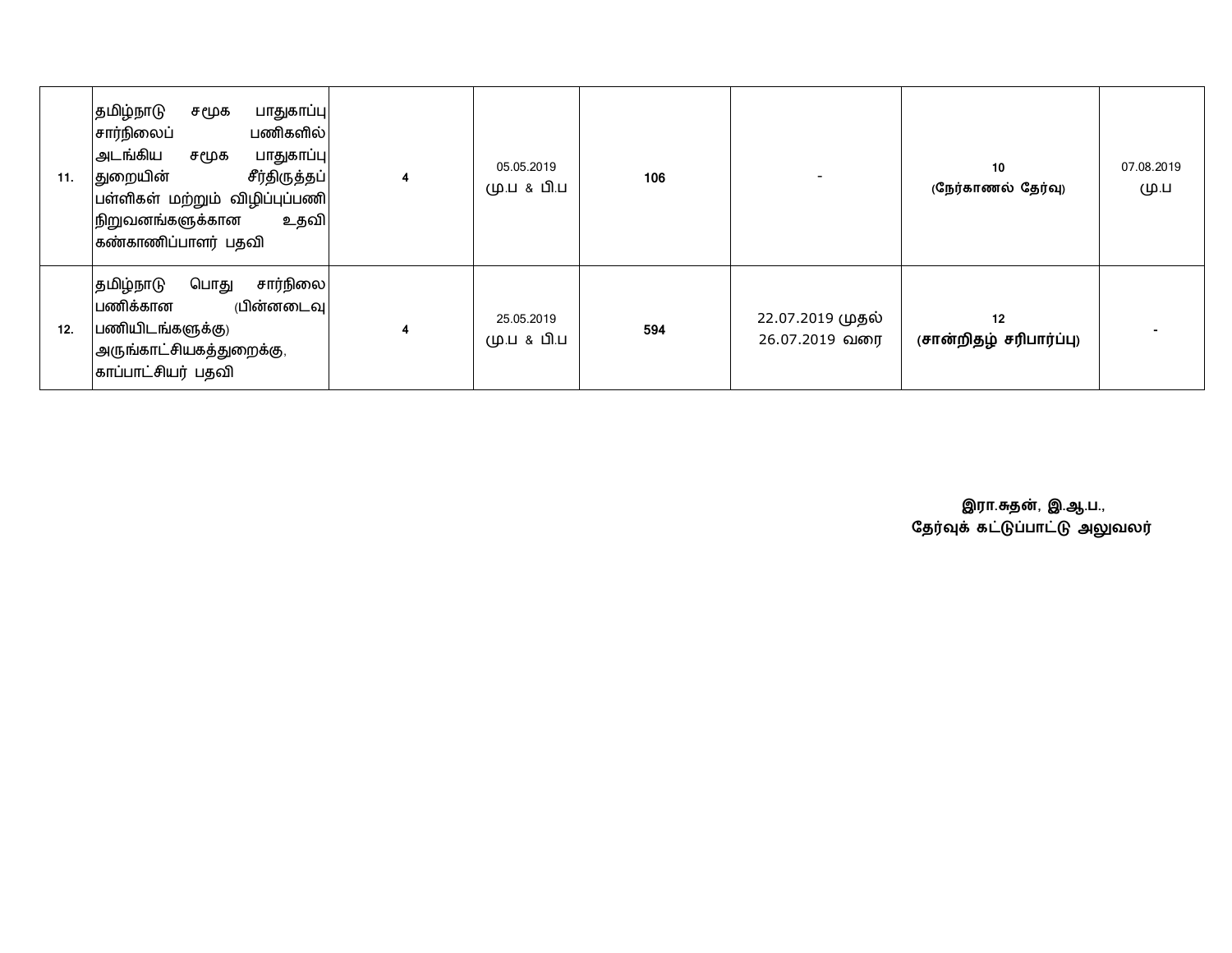| | | | | | | | |
|---|---|---|---|---|---|---|---|
| 11. | தமிழ்நாடு சமூக பாதுகாப்பு சார்நிலைப் பணிகளில் அடங்கிய சமூக பாதுகாப்பு துறையின் சீர்திருத்தப் பள்ளிகள் மற்றும் விழிப்புப்பணி நிறுவனங்களுக்கான உதவி கண்காணிப்பாளர் பதவி | 4 | 05.05.2019 மு.ப & பி.ப | 106 | - | 10 (நேர்காணல் தேர்வு) | 07.08.2019 மு.ப |
| 12. | தமிழ்நாடு பொது சார்நிலை பணிக்கான (பின்னடைவு பணியிடங்களுக்கு) அருங்காட்சியகத்துறைக்கு, காப்பாட்சியர் பதவி | 4 | 25.05.2019 மு.ப & பி.ப | 594 | 22.07.2019 முதல் 26.07.2019 வரை | 12 (சான்றிதழ் சரிபார்ப்பு) | - |

**இரா.சுதன், இ.ஆ.ப.,**
**தேர்வுக் கட்டுப்பாட்டு அலுவலர்**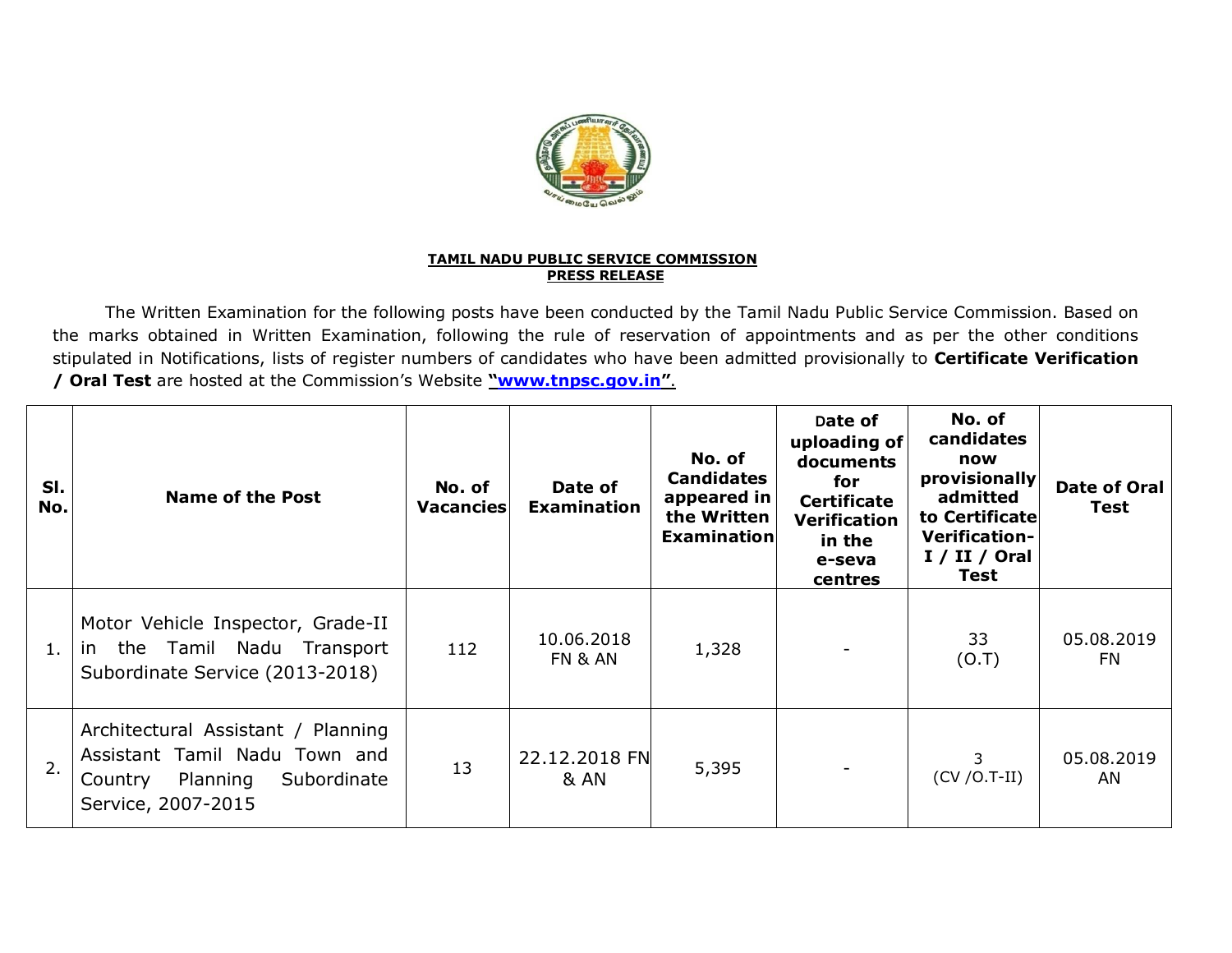**TAMIL NADU PUBLIC SERVICE COMMISSION**
**PRESS RELEASE**

The Written Examination for the following posts have been conducted by the Tamil Nadu Public Service Commission. Based on the marks obtained in Written Examination, following the rule of reservation of appointments and as per the other conditions stipulated in Notifications, lists of register numbers of candidates who have been admitted provisionally to **Certificate Verification / Oral Test** are hosted at the Commission's Website **"www.tnpsc.gov.in"**.

| Sl. No. | Name of the Post | No. of Vacancies | Date of Examination | No. of Candidates appeared in the Written Examination | Date of uploading of documents for Certificate Verification in the e-seva centres | No. of candidates now provisionally admitted to Certificate Verification-I / II / Oral Test | Date of Oral Test |
|---|---|---|---|---|---|---|---|
| 1. | Motor Vehicle Inspector, Grade-II in the Tamil Nadu Transport Subordinate Service (2013-2018) | 112 | 10.06.2018 FN & AN | 1,328 | - | 33 (O.T) | 05.08.2019 FN |
| 2. | Architectural Assistant / Planning Assistant Tamil Nadu Town and Country Planning Subordinate Service, 2007-2015 | 13 | 22.12.2018 FN & AN | 5,395 | - | 3 (CV /O.T-II) | 05.08.2019 AN |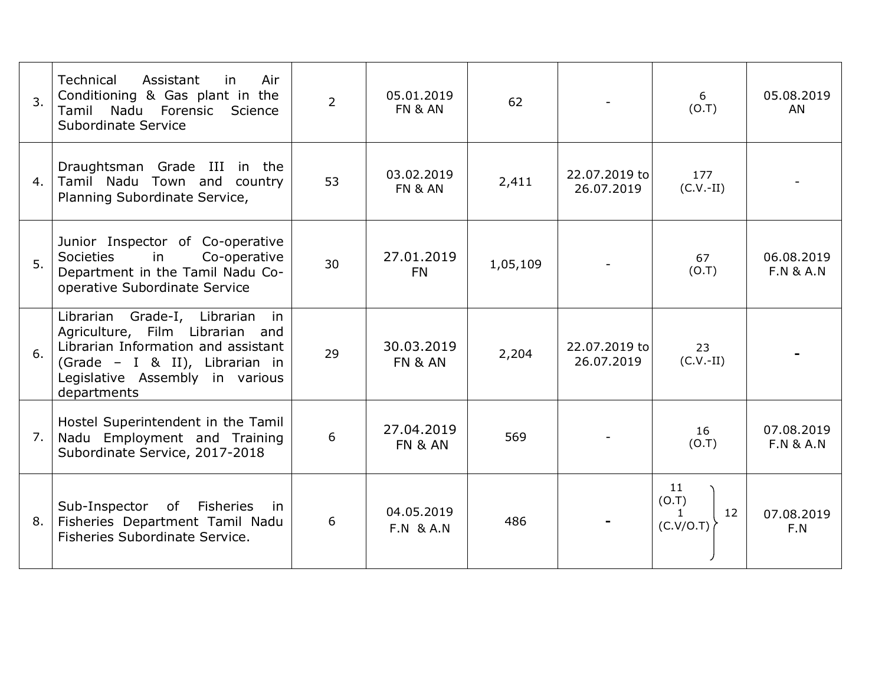| | | | | | | | |
|---|---|---|---|---|---|---|---|
| 3. | Technical Assistant in Air Conditioning & Gas plant in the Tamil Nadu Forensic Science Subordinate Service | 2 | 05.01.2019 FN & AN | 62 | - | 6 (O.T) | 05.08.2019 AN |
| 4. | Draughtsman Grade III in the Tamil Nadu Town and country Planning Subordinate Service, | 53 | 03.02.2019 FN & AN | 2,411 | 22.07.2019 to 26.07.2019 | 177 (C.V.-II) | - |
| 5. | Junior Inspector of Co-operative Societies in Co-operative Department in the Tamil Nadu Co-operative Subordinate Service | 30 | 27.01.2019 FN | 1,05,109 | - | 67 (O.T) | 06.08.2019 F.N & A.N |
| 6. | Librarian Grade-I, Librarian in Agriculture, Film Librarian and Librarian Information and assistant (Grade – I & II), Librarian in Legislative Assembly in various departments | 29 | 30.03.2019 FN & AN | 2,204 | 22.07.2019 to 26.07.2019 | 23 (C.V.-II) | - |
| 7. | Hostel Superintendent in the Tamil Nadu Employment and Training Subordinate Service, 2017-2018 | 6 | 27.04.2019 FN & AN | 569 | - | 16 (O.T) | 07.08.2019 F.N & A.N |
| 8. | Sub-Inspector of Fisheries in Fisheries Department Tamil Nadu Fisheries Subordinate Service. | 6 | 04.05.2019 F.N & A.N | 486 | - | 11 (O.T) 1 (C.V/O.T) } 12 | 07.08.2019 F.N |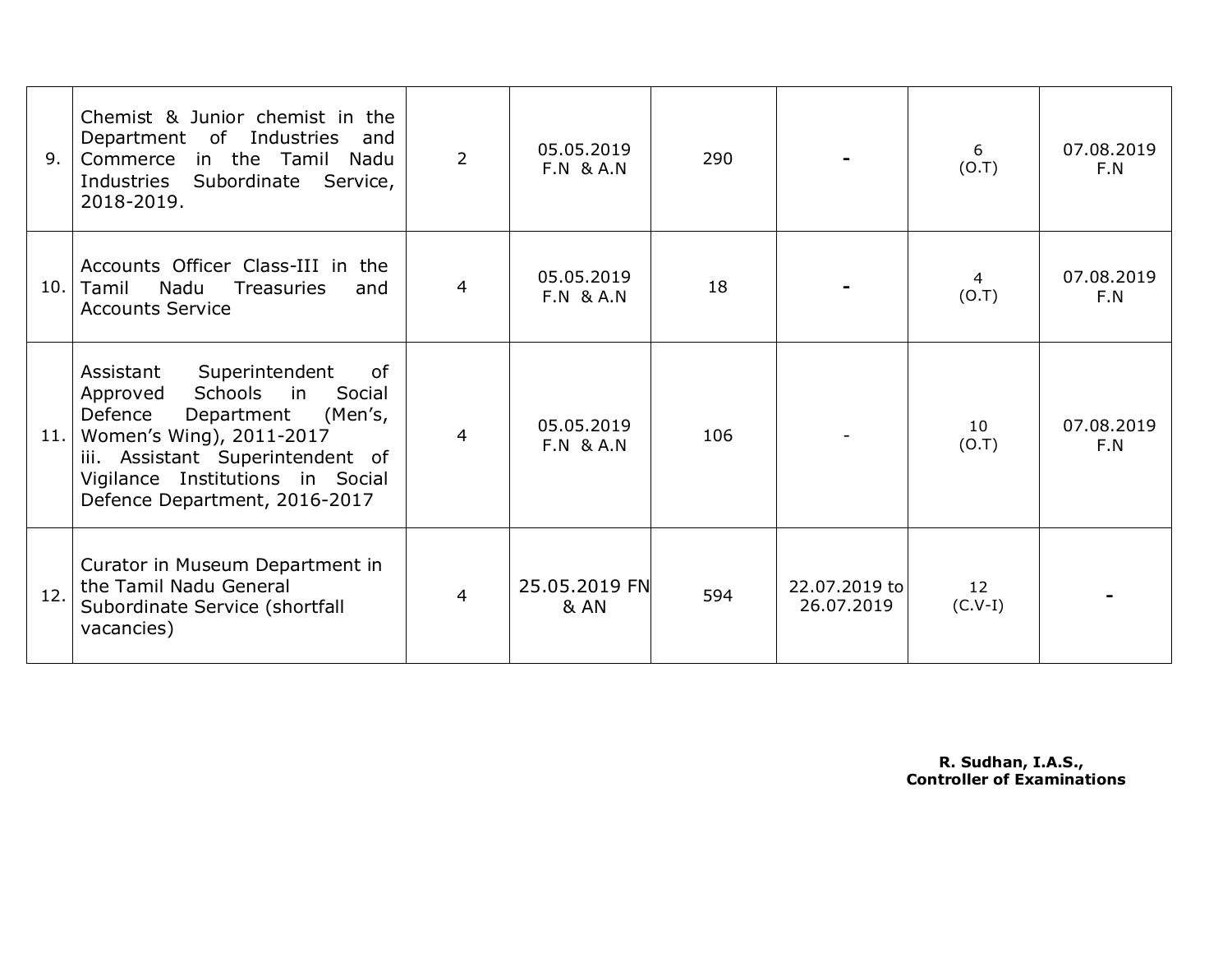| | | | | | | | |
|---|---|---|---|---|---|---|---|
| 9. | Chemist & Junior chemist in the Department of Industries and Commerce in the Tamil Nadu Industries Subordinate Service, 2018-2019. | 2 | 05.05.2019 F.N & A.N | 290 | - | 6 (O.T) | 07.08.2019 F.N |
| 10. | Accounts Officer Class-III in the Tamil Nadu Treasuries and Accounts Service | 4 | 05.05.2019 F.N & A.N | 18 | - | 4 (O.T) | 07.08.2019 F.N |
| 11. | Assistant Superintendent of Approved Schools in Social Defence Department (Men's, Women's Wing), 2011-2017 iii. Assistant Superintendent of Vigilance Institutions in Social Defence Department, 2016-2017 | 4 | 05.05.2019 F.N & A.N | 106 | - | 10 (O.T) | 07.08.2019 F.N |
| 12. | Curator in Museum Department in the Tamil Nadu General Subordinate Service (shortfall vacancies) | 4 | 25.05.2019 FN & AN | 594 | 22.07.2019 to 26.07.2019 | 12 (C.V-I) | - |

**R. Sudhan, I.A.S.,**
**Controller of Examinations**